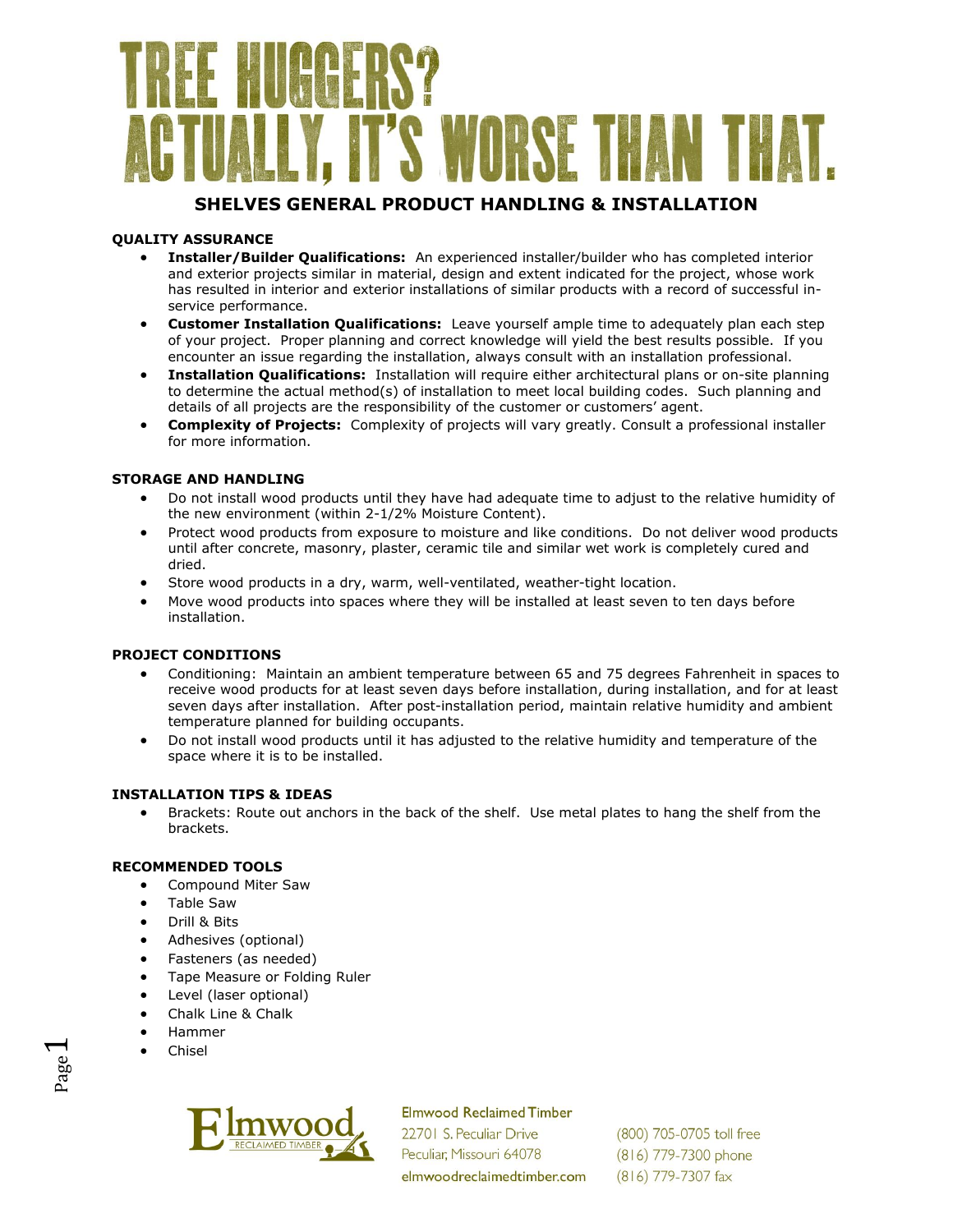# TREE HUGGERS? ACTUALLY, IT'S WORSE THAN THAT.

## SHELVES GENERAL PRODUCT HANDLING & INSTALLATION

### QUALITY ASSURANCE

- **Installer/Builder Qualifications:** An experienced installer/builder who has completed interior and exterior projects similar in material, design and extent indicated for the project, whose work has resulted in interior and exterior installations of similar products with a record of successful in-service performance.
- **Customer Installation Qualifications:** Leave yourself ample time to adequately plan each step of your project. Proper planning and correct knowledge will yield the best results possible. If you encounter an issue regarding the installation, always consult with an installation professional.
- **Installation Qualifications:** Installation will require either architectural plans or on-site planning to determine the actual method(s) of installation to meet local building codes. Such planning and details of all projects are the responsibility of the customer or customers' agent.
- **Complexity of Projects:** Complexity of projects will vary greatly. Consult a professional installer for more information.

### STORAGE AND HANDLING

- Do not install wood products until they have had adequate time to adjust to the relative humidity of the new environment (within 2-1/2% Moisture Content).
- Protect wood products from exposure to moisture and like conditions. Do not deliver wood products until after concrete, masonry, plaster, ceramic tile and similar wet work is completely cured and dried.
- Store wood products in a dry, warm, well-ventilated, weather-tight location.
- Move wood products into spaces where they will be installed at least seven to ten days before installation.

### PROJECT CONDITIONS

- Conditioning: Maintain an ambient temperature between 65 and 75 degrees Fahrenheit in spaces to receive wood products for at least seven days before installation, during installation, and for at least seven days after installation. After post-installation period, maintain relative humidity and ambient temperature planned for building occupants.
- Do not install wood products until it has adjusted to the relative humidity and temperature of the space where it is to be installed.

### INSTALLATION TIPS & IDEAS

- Brackets: Route out anchors in the back of the shelf. Use metal plates to hang the shelf from the brackets.

### RECOMMENDED TOOLS

- Compound Miter Saw
- Table Saw
- Drill & Bits
- Adhesives (optional)
- Fasteners (as needed)
- Tape Measure or Folding Ruler
- Level (laser optional)
- Chalk Line & Chalk
- Hammer
- Chisel

Elmwood Reclaimed Timber
22701 S. Peculiar Drive
Peculiar, Missouri 64078
elmwoodreclaimedtimber.com

(800) 705-0705 toll free
(816) 779-7300 phone
(816) 779-7307 fax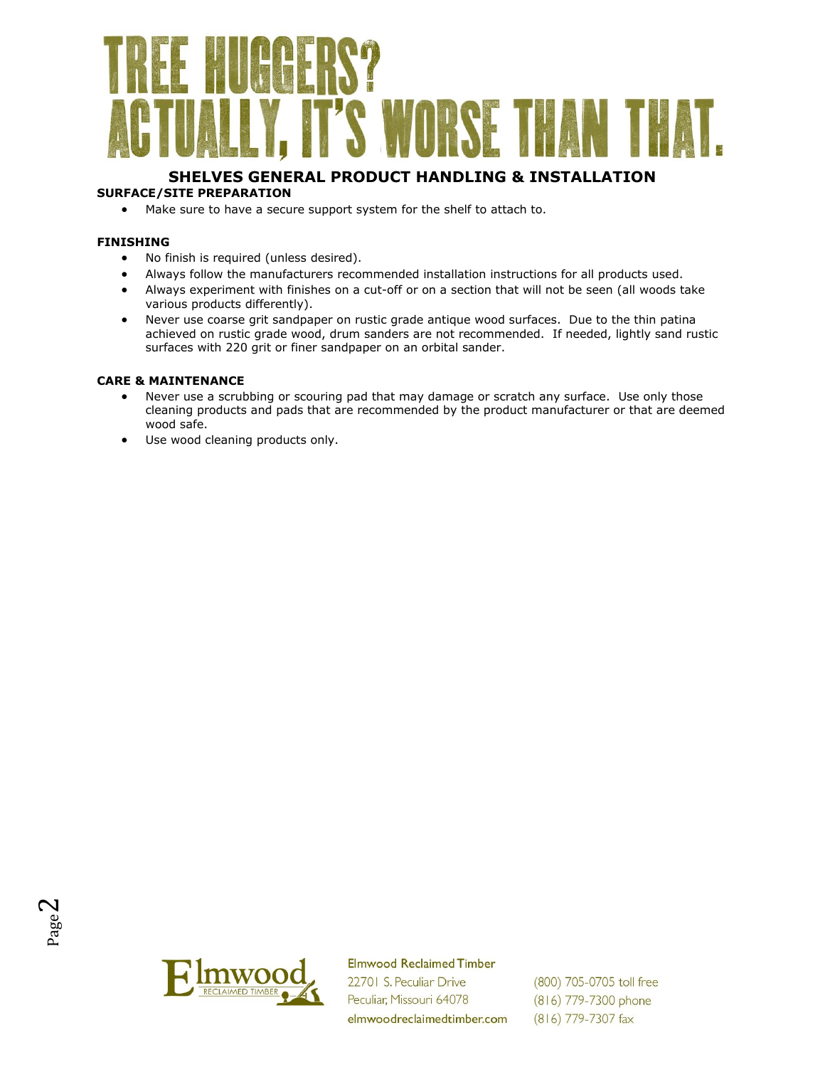# TREE HUGGERS? ACTUALLY, IT'S WORSE THAN THAT.

## SHELVES GENERAL PRODUCT HANDLING & INSTALLATION

**SURFACE/SITE PREPARATION**

- Make sure to have a secure support system for the shelf to attach to.

**FINISHING**

- No finish is required (unless desired).
- Always follow the manufacturers recommended installation instructions for all products used.
- Always experiment with finishes on a cut-off or on a section that will not be seen (all woods take various products differently).
- Never use coarse grit sandpaper on rustic grade antique wood surfaces. Due to the thin patina achieved on rustic grade wood, drum sanders are not recommended. If needed, lightly sand rustic surfaces with 220 grit or finer sandpaper on an orbital sander.

**CARE & MAINTENANCE**

- Never use a scrubbing or scouring pad that may damage or scratch any surface. Use only those cleaning products and pads that are recommended by the product manufacturer or that are deemed wood safe.
- Use wood cleaning products only.

Elmwood Reclaimed Timber
22701 S. Peculiar Drive
Peculiar, Missouri 64078
elmwoodreclaimedtimber.com

(800) 705-0705 toll free
(816) 779-7300 phone
(816) 779-7307 fax